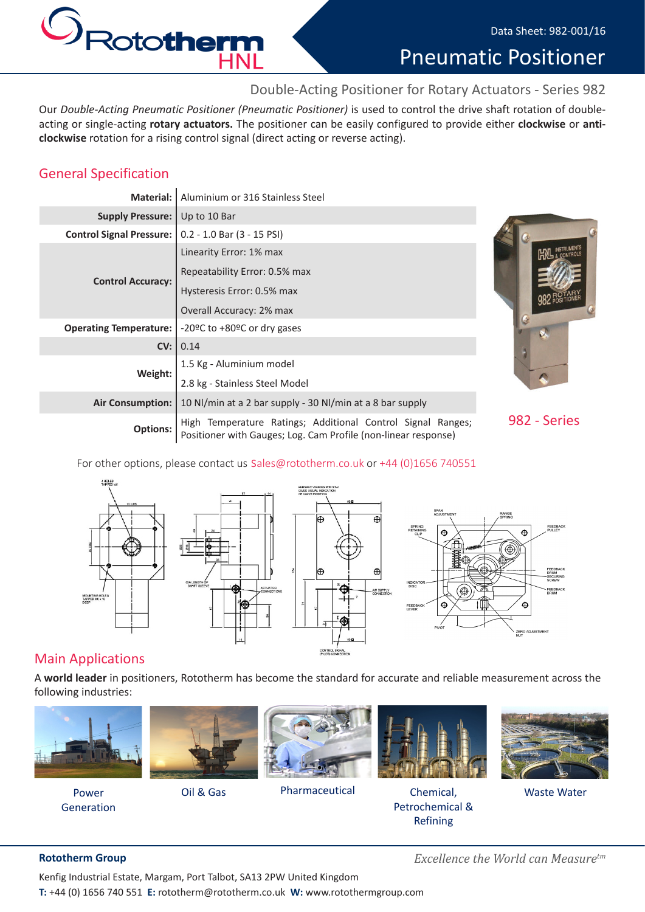Data Sheet: 982-001/16

# Pneumatic Positioner

## Double-Acting Positioner for Rotary Actuators - Series 982

Our *Double-Acting Pneumatic Positioner (Pneumatic Positioner)* is used to control the drive shaft rotation of double-acting or single-acting **rotary actuators.** The positioner can be easily configured to provide either **clockwise** or **anti-clockwise** rotation for a rising control signal (direct acting or reverse acting).

## General Specification

| | |
|---|---|
| **Material:** | Aluminium or 316 Stainless Steel |
| **Supply Pressure:** | Up to 10 Bar |
| **Control Signal Pressure:** | 0.2 - 1.0 Bar (3 - 15 PSI) |
| **Control Accuracy:** | Linearity Error: 1% max<br>Repeatability Error: 0.5% max<br>Hysteresis Error: 0.5% max<br>Overall Accuracy: 2% max |
| **Operating Temperature:** | -20ºC to +80ºC or dry gases |
| **CV:** | 0.14 |
| **Weight:** | 1.5 Kg - Aluminium model<br>2.8 kg - Stainless Steel Model |
| **Air Consumption:** | 10 Nl/min at a 2 bar supply - 30 Nl/min at a 8 bar supply |
| **Options:** | High Temperature Ratings; Additional Control Signal Ranges; Positioner with Gauges; Log. Cam Profile (non-linear response) |

982 - Series

For other options, please contact us Sales@rototherm.co.uk or +44 (0)1656 740551

## Main Applications

A **world leader** in positioners, Rototherm has become the standard for accurate and reliable measurement across the following industries:

Power Generation

Oil & Gas

Pharmaceutical

Chemical, Petrochemical & Refining

Waste Water

**Rototherm Group**

*Excellence the World can Measure*tm

Kenfig Industrial Estate, Margam, Port Talbot, SA13 2PW United Kingdom

**T:** +44 (0) 1656 740 551 **E:** rototherm@rototherm.co.uk **W:** www.rotothermgroup.com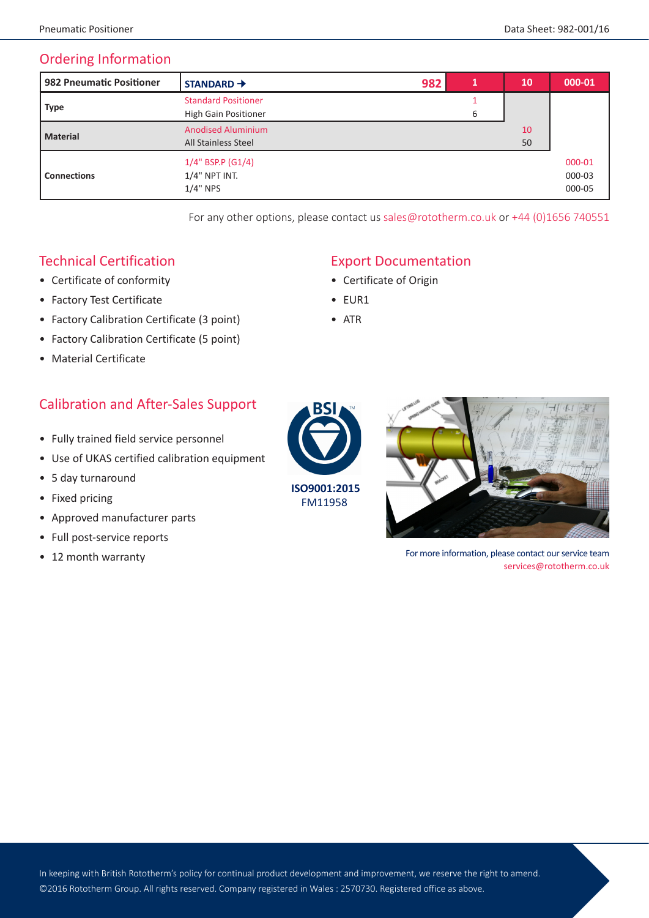## Ordering Information

| 982 Pneumatic Positioner | STANDARD → | 982 | 1 | 10 | 000-01 |
|---|---|---|---|---|---|
| Type | Standard Positioner | | 1 | | |
| | High Gain Positioner | | 6 | | |
| Material | Anodised Aluminium | | | 10 | |
| | All Stainless Steel | | | 50 | |
| Connections | 1/4" BSP.P (G1/4) | | | | 000-01 |
| | 1/4" NPT INT. | | | | 000-03 |
| | 1/4" NPS | | | | 000-05 |

For any other options, please contact us sales@rototherm.co.uk or +44 (0)1656 740551

## Technical Certification

- Certificate of conformity
- Factory Test Certificate
- Factory Calibration Certificate (3 point)
- Factory Calibration Certificate (5 point)
- Material Certificate

## Export Documentation

- Certificate of Origin
- EUR1
- ATR

## Calibration and After-Sales Support

- Fully trained field service personnel
- Use of UKAS certified calibration equipment
- 5 day turnaround
- Fixed pricing
- Approved manufacturer parts
- Full post-service reports
- 12 month warranty

BSI

**ISO9001:2015**
FM11958

For more information, please contact our service team
services@rototherm.co.uk

In keeping with British Rototherm's policy for continual product development and improvement, we reserve the right to amend.
©2016 Rototherm Group. All rights reserved. Company registered in Wales : 2570730. Registered office as above.